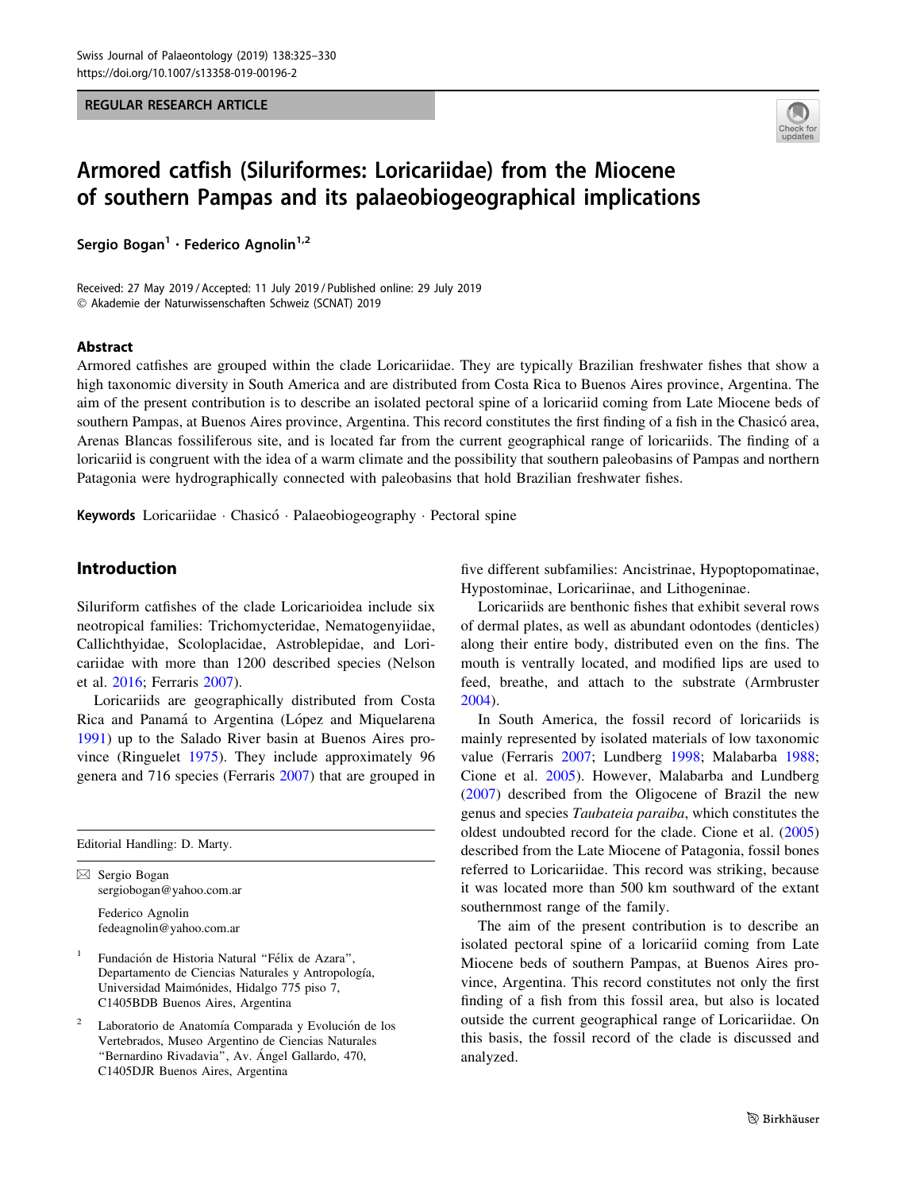REGULAR RESEARCH ARTICLE

# Armored catfish (Siluriformes: Loricariidae) from the Miocene of southern Pampas and its palaeobiogeographical implications

**Sergio Bogan**[1] · **Federico Agnolin**[1,2]

Received: 27 May 2019 / Accepted: 11 July 2019 / Published online: 29 July 2019
© Akademie der Naturwissenschaften Schweiz (SCNAT) 2019

## Abstract

Armored catfishes are grouped within the clade Loricariidae. They are typically Brazilian freshwater fishes that show a high taxonomic diversity in South America and are distributed from Costa Rica to Buenos Aires province, Argentina. The aim of the present contribution is to describe an isolated pectoral spine of a loricariid coming from Late Miocene beds of southern Pampas, at Buenos Aires province, Argentina. This record constitutes the first finding of a fish in the Chasicó area, Arenas Blancas fossiliferous site, and is located far from the current geographical range of loricariids. The finding of a loricariid is congruent with the idea of a warm climate and the possibility that southern paleobasins of Pampas and northern Patagonia were hydrographically connected with paleobasins that hold Brazilian freshwater fishes.

**Keywords** Loricariidae · Chasicó · Palaeobiogeography · Pectoral spine

## Introduction

Siluriform catfishes of the clade Loricarioidea include six neotropical families: Trichomycteridae, Nematogenyiidae, Callichthyidae, Scoloplacidae, Astroblepidae, and Loricariidae with more than 1200 described species (Nelson et al. 2016; Ferraris 2007).

Loricariids are geographically distributed from Costa Rica and Panamá to Argentina (López and Miquelarena 1991) up to the Salado River basin at Buenos Aires province (Ringuelet 1975). They include approximately 96 genera and 716 species (Ferraris 2007) that are grouped in five different subfamilies: Ancistrinae, Hypoptopomatinae, Hypostominae, Loricariinae, and Lithogeninae.

Loricariids are benthonic fishes that exhibit several rows of dermal plates, as well as abundant odontodes (denticles) along their entire body, distributed even on the fins. The mouth is ventrally located, and modified lips are used to feed, breathe, and attach to the substrate (Armbruster 2004).

In South America, the fossil record of loricariids is mainly represented by isolated materials of low taxonomic value (Ferraris 2007; Lundberg 1998; Malabarba 1988; Cione et al. 2005). However, Malabarba and Lundberg (2007) described from the Oligocene of Brazil the new genus and species *Taubateia paraiba*, which constitutes the oldest undoubted record for the clade. Cione et al. (2005) described from the Late Miocene of Patagonia, fossil bones referred to Loricariidae. This record was striking, because it was located more than 500 km southward of the extant southernmost range of the family.

The aim of the present contribution is to describe an isolated pectoral spine of a loricariid coming from Late Miocene beds of southern Pampas, at Buenos Aires province, Argentina. This record constitutes not only the first finding of a fish from this fossil area, but also is located outside the current geographical range of Loricariidae. On this basis, the fossil record of the clade is discussed and analyzed.

---

Editorial Handling: D. Marty.

✉ Sergio Bogan
sergiobogan@yahoo.com.ar

Federico Agnolin
fedeagnolin@yahoo.com.ar

[1] Fundación de Historia Natural "Félix de Azara", Departamento de Ciencias Naturales y Antropología, Universidad Maimónides, Hidalgo 775 piso 7, C1405BDB Buenos Aires, Argentina

[2] Laboratorio de Anatomía Comparada y Evolución de los Vertebrados, Museo Argentino de Ciencias Naturales "Bernardino Rivadavia", Av. Ángel Gallardo, 470, C1405DJR Buenos Aires, Argentina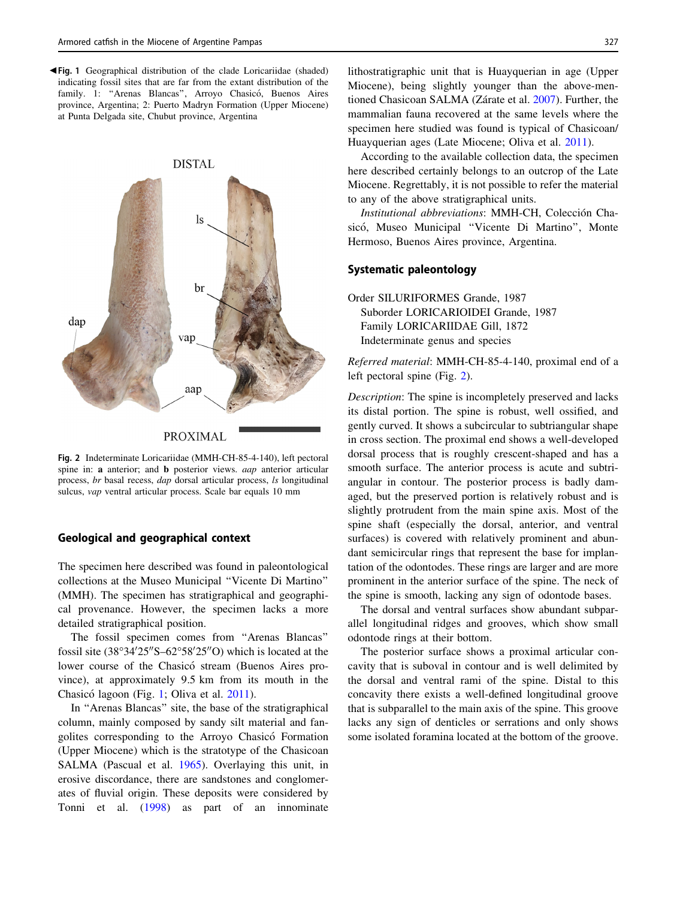◀**Fig. 1** Geographical distribution of the clade Loricariidae (shaded) indicating fossil sites that are far from the extant distribution of the family. 1: "Arenas Blancas", Arroyo Chasicó, Buenos Aires province, Argentina; 2: Puerto Madryn Formation (Upper Miocene) at Punta Delgada site, Chubut province, Argentina

**Fig. 2** Indeterminate Loricariidae (MMH-CH-85-4-140), left pectoral spine in: **a** anterior; and **b** posterior views. *aap* anterior articular process, *br* basal recess, *dap* dorsal articular process, *ls* longitudinal sulcus, *vap* ventral articular process. Scale bar equals 10 mm

## Geological and geographical context

The specimen here described was found in paleontological collections at the Museo Municipal "Vicente Di Martino" (MMH). The specimen has stratigraphical and geographical provenance. However, the specimen lacks a more detailed stratigraphical position.

The fossil specimen comes from "Arenas Blancas" fossil site (38°34′25″S–62°58′25″O) which is located at the lower course of the Chasicó stream (Buenos Aires province), at approximately 9.5 km from its mouth in the Chasicó lagoon (Fig. 1; Oliva et al. 2011).

In "Arenas Blancas" site, the base of the stratigraphical column, mainly composed by sandy silt material and fangolites corresponding to the Arroyo Chasicó Formation (Upper Miocene) which is the stratotype of the Chasicoan SALMA (Pascual et al. 1965). Overlaying this unit, in erosive discordance, there are sandstones and conglomerates of fluvial origin. These deposits were considered by Tonni et al. (1998) as part of an innominate lithostratigraphic unit that is Huayquerian in age (Upper Miocene), being slightly younger than the above-mentioned Chasicoan SALMA (Zárate et al. 2007). Further, the mammalian fauna recovered at the same levels where the specimen here studied was found is typical of Chasicoan/Huayquerian ages (Late Miocene; Oliva et al. 2011).

According to the available collection data, the specimen here described certainly belongs to an outcrop of the Late Miocene. Regrettably, it is not possible to refer the material to any of the above stratigraphical units.

*Institutional abbreviations*: MMH-CH, Colección Chasicó, Museo Municipal "Vicente Di Martino", Monte Hermoso, Buenos Aires province, Argentina.

## Systematic paleontology

Order SILURIFORMES Grande, 1987
Suborder LORICARIOIDEI Grande, 1987
Family LORICARIIDAE Gill, 1872
Indeterminate genus and species

*Referred material*: MMH-CH-85-4-140, proximal end of a left pectoral spine (Fig. 2).

*Description*: The spine is incompletely preserved and lacks its distal portion. The spine is robust, well ossified, and gently curved. It shows a subcircular to subtriangular shape in cross section. The proximal end shows a well-developed dorsal process that is roughly crescent-shaped and has a smooth surface. The anterior process is acute and subtriangular in contour. The posterior process is badly damaged, but the preserved portion is relatively robust and is slightly protrudent from the main spine axis. Most of the spine shaft (especially the dorsal, anterior, and ventral surfaces) is covered with relatively prominent and abundant semicircular rings that represent the base for implantation of the odontodes. These rings are larger and are more prominent in the anterior surface of the spine. The neck of the spine is smooth, lacking any sign of odontode bases.

The dorsal and ventral surfaces show abundant subparallel longitudinal ridges and grooves, which show small odontode rings at their bottom.

The posterior surface shows a proximal articular concavity that is suboval in contour and is well delimited by the dorsal and ventral rami of the spine. Distal to this concavity there exists a well-defined longitudinal groove that is subparallel to the main axis of the spine. This groove lacks any sign of denticles or serrations and only shows some isolated foramina located at the bottom of the groove.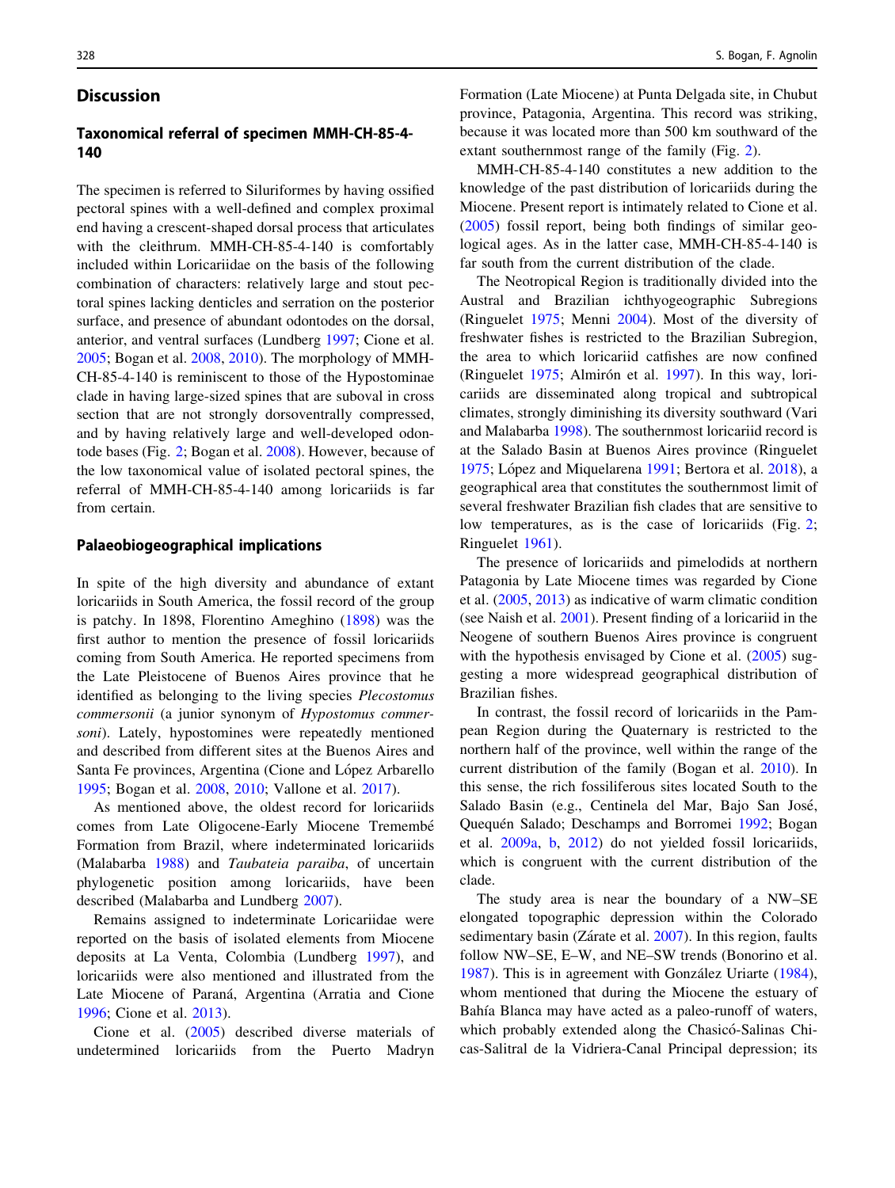## Discussion

### Taxonomical referral of specimen MMH-CH-85-4-140

The specimen is referred to Siluriformes by having ossified pectoral spines with a well-defined and complex proximal end having a crescent-shaped dorsal process that articulates with the cleithrum. MMH-CH-85-4-140 is comfortably included within Loricariidae on the basis of the following combination of characters: relatively large and stout pectoral spines lacking denticles and serration on the posterior surface, and presence of abundant odontodes on the dorsal, anterior, and ventral surfaces (Lundberg 1997; Cione et al. 2005; Bogan et al. 2008, 2010). The morphology of MMH-CH-85-4-140 is reminiscent to those of the Hypostominae clade in having large-sized spines that are suboval in cross section that are not strongly dorsoventrally compressed, and by having relatively large and well-developed odontode bases (Fig. 2; Bogan et al. 2008). However, because of the low taxonomical value of isolated pectoral spines, the referral of MMH-CH-85-4-140 among loricariids is far from certain.

### Palaeobiogeographical implications

In spite of the high diversity and abundance of extant loricariids in South America, the fossil record of the group is patchy. In 1898, Florentino Ameghino (1898) was the first author to mention the presence of fossil loricariids coming from South America. He reported specimens from the Late Pleistocene of Buenos Aires province that he identified as belonging to the living species *Plecostomus commersonii* (a junior synonym of *Hypostomus commersoni*). Lately, hypostomines were repeatedly mentioned and described from different sites at the Buenos Aires and Santa Fe provinces, Argentina (Cione and López Arbarello 1995; Bogan et al. 2008, 2010; Vallone et al. 2017).

As mentioned above, the oldest record for loricariids comes from Late Oligocene-Early Miocene Tremembé Formation from Brazil, where indeterminated loricariids (Malabarba 1988) and *Taubateia paraiba*, of uncertain phylogenetic position among loricariids, have been described (Malabarba and Lundberg 2007).

Remains assigned to indeterminate Loricariidae were reported on the basis of isolated elements from Miocene deposits at La Venta, Colombia (Lundberg 1997), and loricariids were also mentioned and illustrated from the Late Miocene of Paraná, Argentina (Arratia and Cione 1996; Cione et al. 2013).

Cione et al. (2005) described diverse materials of undetermined loricariids from the Puerto Madryn Formation (Late Miocene) at Punta Delgada site, in Chubut province, Patagonia, Argentina. This record was striking, because it was located more than 500 km southward of the extant southernmost range of the family (Fig. 2).

MMH-CH-85-4-140 constitutes a new addition to the knowledge of the past distribution of loricariids during the Miocene. Present report is intimately related to Cione et al. (2005) fossil report, being both findings of similar geological ages. As in the latter case, MMH-CH-85-4-140 is far south from the current distribution of the clade.

The Neotropical Region is traditionally divided into the Austral and Brazilian ichthyogeographic Subregions (Ringuelet 1975; Menni 2004). Most of the diversity of freshwater fishes is restricted to the Brazilian Subregion, the area to which loricariid catfishes are now confined (Ringuelet 1975; Almirón et al. 1997). In this way, loricariids are disseminated along tropical and subtropical climates, strongly diminishing its diversity southward (Vari and Malabarba 1998). The southernmost loricariid record is at the Salado Basin at Buenos Aires province (Ringuelet 1975; López and Miquelarena 1991; Bertora et al. 2018), a geographical area that constitutes the southernmost limit of several freshwater Brazilian fish clades that are sensitive to low temperatures, as is the case of loricariids (Fig. 2; Ringuelet 1961).

The presence of loricariids and pimelodids at northern Patagonia by Late Miocene times was regarded by Cione et al. (2005, 2013) as indicative of warm climatic condition (see Naish et al. 2001). Present finding of a loricariid in the Neogene of southern Buenos Aires province is congruent with the hypothesis envisaged by Cione et al. (2005) suggesting a more widespread geographical distribution of Brazilian fishes.

In contrast, the fossil record of loricariids in the Pampean Region during the Quaternary is restricted to the northern half of the province, well within the range of the current distribution of the family (Bogan et al. 2010). In this sense, the rich fossiliferous sites located South to the Salado Basin (e.g., Centinela del Mar, Bajo San José, Quequén Salado; Deschamps and Borromei 1992; Bogan et al. 2009a, b, 2012) do not yielded fossil loricariids, which is congruent with the current distribution of the clade.

The study area is near the boundary of a NW–SE elongated topographic depression within the Colorado sedimentary basin (Zárate et al. 2007). In this region, faults follow NW–SE, E–W, and NE–SW trends (Bonorino et al. 1987). This is in agreement with González Uriarte (1984), whom mentioned that during the Miocene the estuary of Bahía Blanca may have acted as a paleo-runoff of waters, which probably extended along the Chasicó-Salinas Chicas-Salitral de la Vidriera-Canal Principal depression; its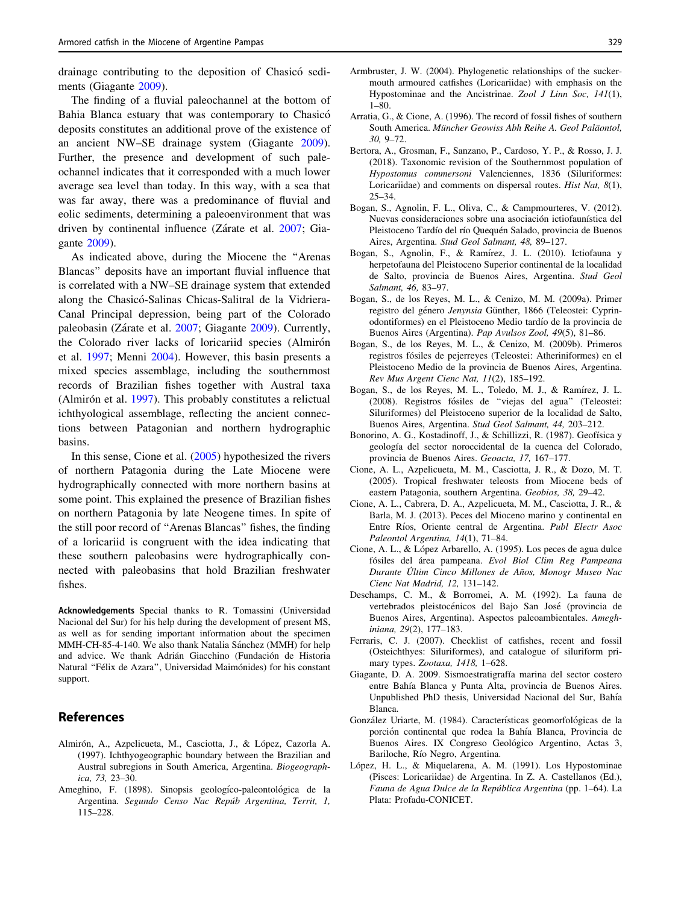drainage contributing to the deposition of Chasicó sediments (Giagante 2009).

The finding of a fluvial paleochannel at the bottom of Bahia Blanca estuary that was contemporary to Chasicó deposits constitutes an additional prove of the existence of an ancient NW–SE drainage system (Giagante 2009). Further, the presence and development of such paleochannel indicates that it corresponded with a much lower average sea level than today. In this way, with a sea that was far away, there was a predominance of fluvial and eolic sediments, determining a paleoenvironment that was driven by continental influence (Zárate et al. 2007; Giagante 2009).

As indicated above, during the Miocene the "Arenas Blancas" deposits have an important fluvial influence that is correlated with a NW–SE drainage system that extended along the Chasicó-Salinas Chicas-Salitral de la Vidriera-Canal Principal depression, being part of the Colorado paleobasin (Zárate et al. 2007; Giagante 2009). Currently, the Colorado river lacks of loricariid species (Almirón et al. 1997; Menni 2004). However, this basin presents a mixed species assemblage, including the southernmost records of Brazilian fishes together with Austral taxa (Almirón et al. 1997). This probably constitutes a relictual ichthyological assemblage, reflecting the ancient connections between Patagonian and northern hydrographic basins.

In this sense, Cione et al. (2005) hypothesized the rivers of northern Patagonia during the Late Miocene were hydrographically connected with more northern basins at some point. This explained the presence of Brazilian fishes on northern Patagonia by late Neogene times. In spite of the still poor record of "Arenas Blancas" fishes, the finding of a loricariid is congruent with the idea indicating that these southern paleobasins were hydrographically connected with paleobasins that hold Brazilian freshwater fishes.

**Acknowledgements** Special thanks to R. Tomassini (Universidad Nacional del Sur) for his help during the development of present MS, as well as for sending important information about the specimen MMH-CH-85-4-140. We also thank Natalia Sánchez (MMH) for help and advice. We thank Adrián Giacchino (Fundación de Historia Natural "Félix de Azara", Universidad Maimónides) for his constant support.

## References

Almirón, A., Azpelicueta, M., Casciotta, J., & López, Cazorla A. (1997). Ichthyogeographic boundary between the Brazilian and Austral subregions in South America, Argentina. *Biogeographica, 73,* 23–30.

Ameghino, F. (1898). Sinopsis geologíco-paleontológica de la Argentina. *Segundo Censo Nac Repúb Argentina, Territ, 1,* 115–228.

Armbruster, J. W. (2004). Phylogenetic relationships of the suckermouth armoured catfishes (Loricariidae) with emphasis on the Hypostominae and the Ancistrinae. *Zool J Linn Soc, 141*(1), 1–80.

Arratia, G., & Cione, A. (1996). The record of fossil fishes of southern South America. *Müncher Geowiss Abh Reihe A. Geol Paläontol, 30,* 9–72.

Bertora, A., Grosman, F., Sanzano, P., Cardoso, Y. P., & Rosso, J. J. (2018). Taxonomic revision of the Southernmost population of *Hypostomus commersoni* Valenciennes, 1836 (Siluriformes: Loricariidae) and comments on dispersal routes. *Hist Nat, 8*(1), 25–34.

Bogan, S., Agnolin, F. L., Oliva, C., & Campmourteres, V. (2012). Nuevas consideraciones sobre una asociación ictiofaunística del Pleistoceno Tardío del río Quequén Salado, provincia de Buenos Aires, Argentina. *Stud Geol Salmant, 48,* 89–127.

Bogan, S., Agnolin, F., & Ramírez, J. L. (2010). Ictiofauna y herpetofauna del Pleistoceno Superior continental de la localidad de Salto, provincia de Buenos Aires, Argentina. *Stud Geol Salmant, 46,* 83–97.

Bogan, S., de los Reyes, M. L., & Cenizo, M. M. (2009a). Primer registro del género *Jenynsia* Günther, 1866 (Teleostei: Cyprinodontiformes) en el Pleistoceno Medio tardío de la provincia de Buenos Aires (Argentina). *Pap Avulsos Zool, 49*(5), 81–86.

Bogan, S., de los Reyes, M. L., & Cenizo, M. (2009b). Primeros registros fósiles de pejerreyes (Teleostei: Atheriniformes) en el Pleistoceno Medio de la provincia de Buenos Aires, Argentina. *Rev Mus Argent Cienc Nat, 11*(2), 185–192.

Bogan, S., de los Reyes, M. L., Toledo, M. J., & Ramírez, J. L. (2008). Registros fósiles de "viejas del agua" (Teleostei: Siluriformes) del Pleistoceno superior de la localidad de Salto, Buenos Aires, Argentina. *Stud Geol Salmant, 44,* 203–212.

Bonorino, A. G., Kostadinoff, J., & Schillizzi, R. (1987). Geofísica y geología del sector noroccidental de la cuenca del Colorado, provincia de Buenos Aires. *Geoacta, 17,* 167–177.

Cione, A. L., Azpelicueta, M. M., Casciotta, J. R., & Dozo, M. T. (2005). Tropical freshwater teleosts from Miocene beds of eastern Patagonia, southern Argentina. *Geobios, 38,* 29–42.

Cione, A. L., Cabrera, D. A., Azpelicueta, M. M., Casciotta, J. R., & Barla, M. J. (2013). Peces del Mioceno marino y continental en Entre Ríos, Oriente central de Argentina. *Publ Electr Asoc Paleontol Argentina, 14*(1), 71–84.

Cione, A. L., & López Arbarello, A. (1995). Los peces de agua dulce fósiles del área pampeana. *Evol Biol Clim Reg Pampeana Durante Últim Cinco Millones de Años, Monogr Museo Nac Cienc Nat Madrid, 12,* 131–142.

Deschamps, C. M., & Borromei, A. M. (1992). La fauna de vertebrados pleistocénicos del Bajo San José (provincia de Buenos Aires, Argentina). Aspectos paleoambientales. *Ameghiniana, 29*(2), 177–183.

Ferraris, C. J. (2007). Checklist of catfishes, recent and fossil (Osteichthyes: Siluriformes), and catalogue of siluriform primary types. *Zootaxa, 1418,* 1–628.

Giagante, D. A. 2009. Sismoestratigrafía marina del sector costero entre Bahía Blanca y Punta Alta, provincia de Buenos Aires. Unpublished PhD thesis, Universidad Nacional del Sur, Bahía Blanca.

González Uriarte, M. (1984). Características geomorfológicas de la porción continental que rodea la Bahía Blanca, Provincia de Buenos Aires. IX Congreso Geológico Argentino, Actas 3, Bariloche, Río Negro, Argentina.

López, H. L., & Miquelarena, A. M. (1991). Los Hypostominae (Pisces: Loricariidae) de Argentina. In Z. A. Castellanos (Ed.), *Fauna de Agua Dulce de la República Argentina* (pp. 1–64). La Plata: Profadu-CONICET.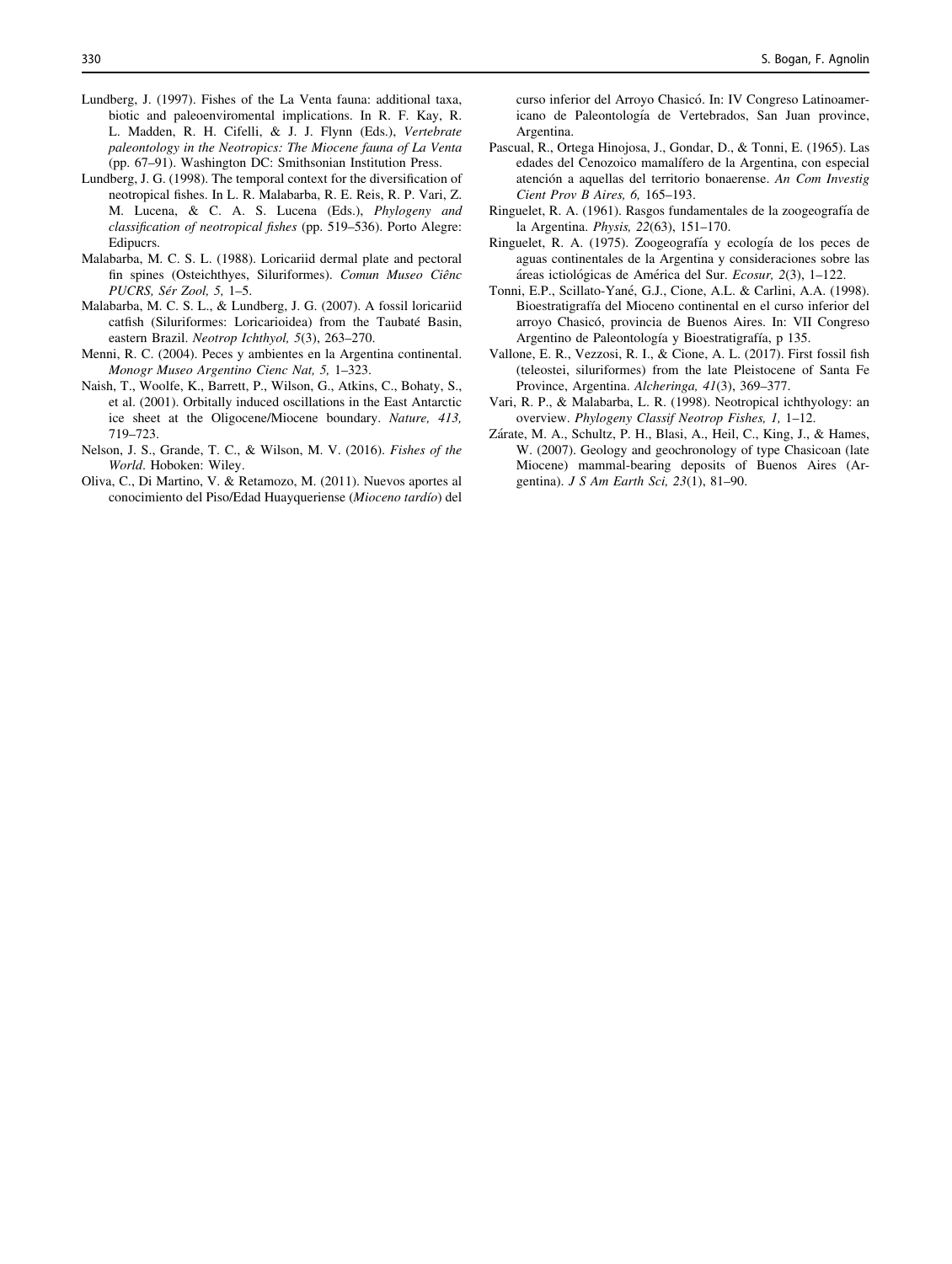Lundberg, J. (1997). Fishes of the La Venta fauna: additional taxa, biotic and paleoenviromental implications. In R. F. Kay, R. L. Madden, R. H. Cifelli, & J. J. Flynn (Eds.), *Vertebrate paleontology in the Neotropics: The Miocene fauna of La Venta* (pp. 67–91). Washington DC: Smithsonian Institution Press.

Lundberg, J. G. (1998). The temporal context for the diversification of neotropical fishes. In L. R. Malabarba, R. E. Reis, R. P. Vari, Z. M. Lucena, & C. A. S. Lucena (Eds.), *Phylogeny and classification of neotropical fishes* (pp. 519–536). Porto Alegre: Edipucrs.

Malabarba, M. C. S. L. (1988). Loricariid dermal plate and pectoral fin spines (Osteichthyes, Siluriformes). *Comun Museo Ciênc PUCRS, Sér Zool, 5,* 1–5.

Malabarba, M. C. S. L., & Lundberg, J. G. (2007). A fossil loricariid catfish (Siluriformes: Loricarioidea) from the Taubaté Basin, eastern Brazil. *Neotrop Ichthyol, 5*(3), 263–270.

Menni, R. C. (2004). Peces y ambientes en la Argentina continental. *Monogr Museo Argentino Cienc Nat, 5,* 1–323.

Naish, T., Woolfe, K., Barrett, P., Wilson, G., Atkins, C., Bohaty, S., et al. (2001). Orbitally induced oscillations in the East Antarctic ice sheet at the Oligocene/Miocene boundary. *Nature, 413,* 719–723.

Nelson, J. S., Grande, T. C., & Wilson, M. V. (2016). *Fishes of the World*. Hoboken: Wiley.

Oliva, C., Di Martino, V. & Retamozo, M. (2011). Nuevos aportes al conocimiento del Piso/Edad Huayqueriense (*Mioceno tardío*) del curso inferior del Arroyo Chasicó. In: IV Congreso Latinoamericano de Paleontología de Vertebrados, San Juan province, Argentina.

Pascual, R., Ortega Hinojosa, J., Gondar, D., & Tonni, E. (1965). Las edades del Cenozoico mamalífero de la Argentina, con especial atención a aquellas del territorio bonaerense. *An Com Investig Cient Prov B Aires, 6,* 165–193.

Ringuelet, R. A. (1961). Rasgos fundamentales de la zoogeografía de la Argentina. *Physis, 22*(63), 151–170.

Ringuelet, R. A. (1975). Zoogeografía y ecología de los peces de aguas continentales de la Argentina y consideraciones sobre las áreas ictiológicas de América del Sur. *Ecosur, 2*(3), 1–122.

Tonni, E.P., Scillato-Yané, G.J., Cione, A.L. & Carlini, A.A. (1998). Bioestratigrafía del Mioceno continental en el curso inferior del arroyo Chasicó, provincia de Buenos Aires. In: VII Congreso Argentino de Paleontología y Bioestratigrafía, p 135.

Vallone, E. R., Vezzosi, R. I., & Cione, A. L. (2017). First fossil fish (teleostei, siluriformes) from the late Pleistocene of Santa Fe Province, Argentina. *Alcheringa, 41*(3), 369–377.

Vari, R. P., & Malabarba, L. R. (1998). Neotropical ichthyology: an overview. *Phylogeny Classif Neotrop Fishes, 1,* 1–12.

Zárate, M. A., Schultz, P. H., Blasi, A., Heil, C., King, J., & Hames, W. (2007). Geology and geochronology of type Chasicoan (late Miocene) mammal-bearing deposits of Buenos Aires (Argentina). *J S Am Earth Sci, 23*(1), 81–90.